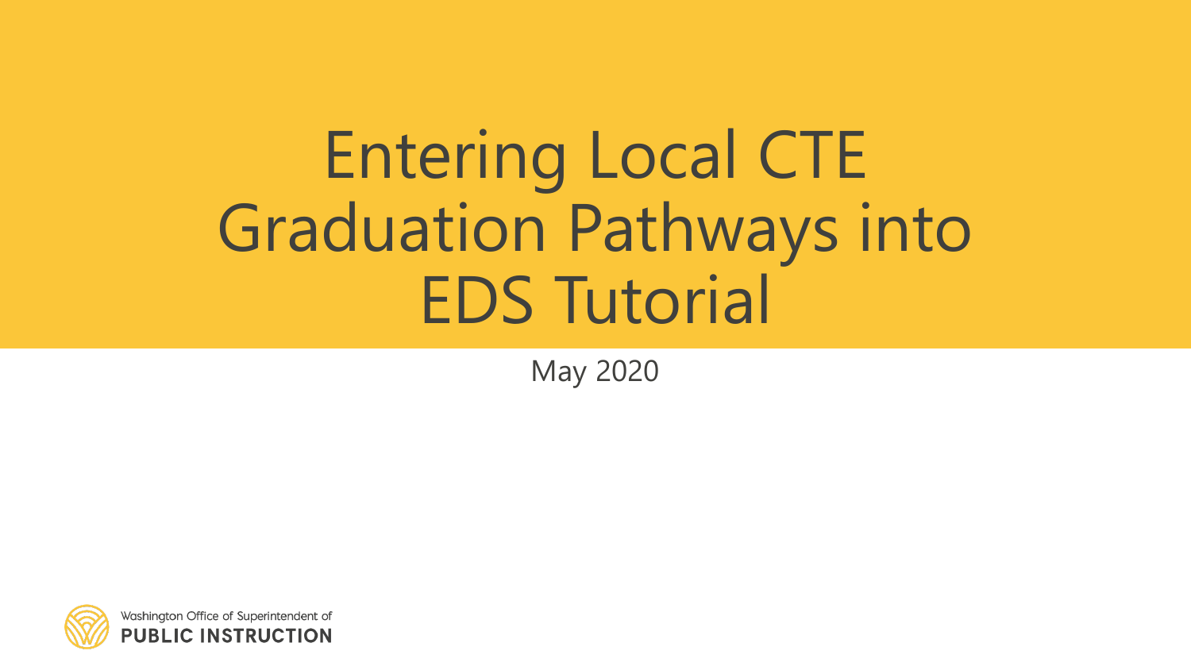# Entering Local CTE Graduation Pathways into EDS Tutorial

May 2020

Washington Office of Superintendent of
**PUBLIC INSTRUCTION**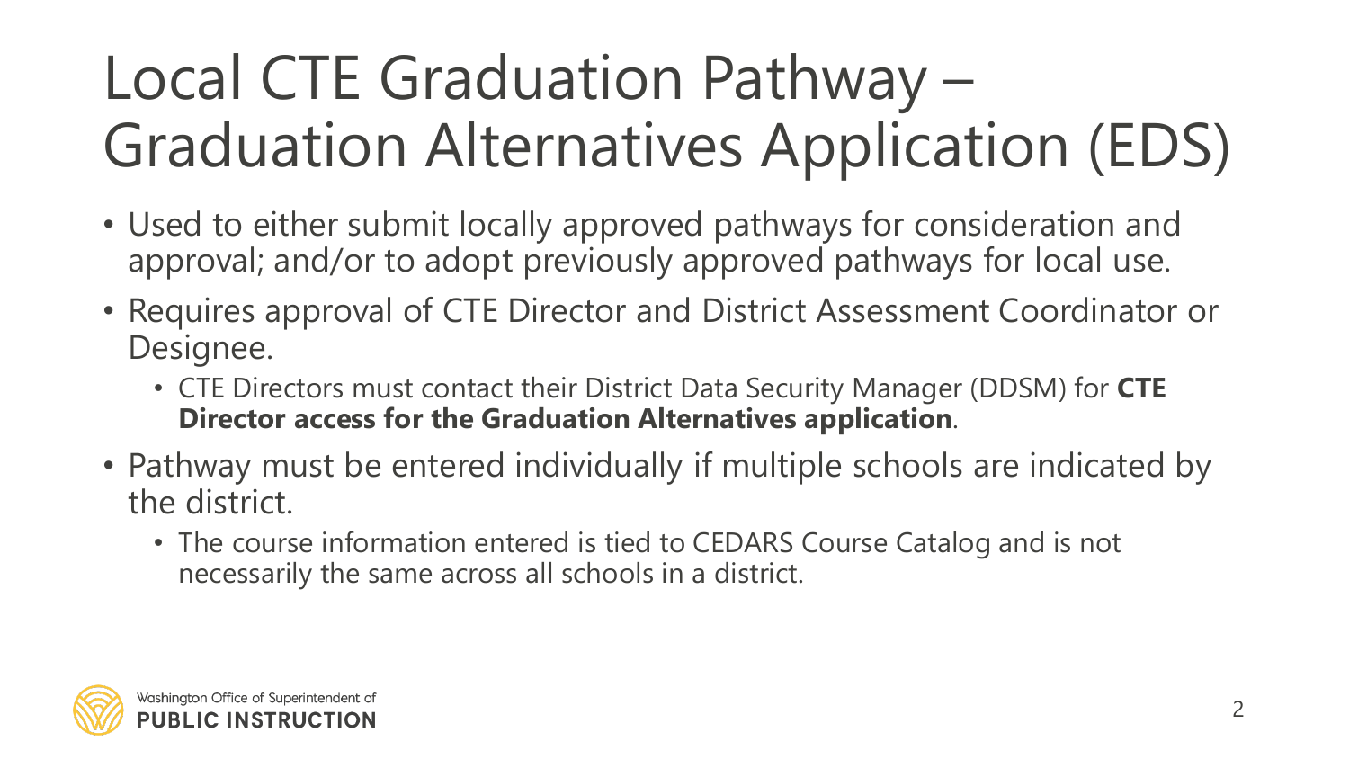# Local CTE Graduation Pathway – Graduation Alternatives Application (EDS)

- Used to either submit locally approved pathways for consideration and approval; and/or to adopt previously approved pathways for local use.
- Requires approval of CTE Director and District Assessment Coordinator or Designee.
  - CTE Directors must contact their District Data Security Manager (DDSM) for **CTE Director access for the Graduation Alternatives application**.
- Pathway must be entered individually if multiple schools are indicated by the district.
  - The course information entered is tied to CEDARS Course Catalog and is not necessarily the same across all schools in a district.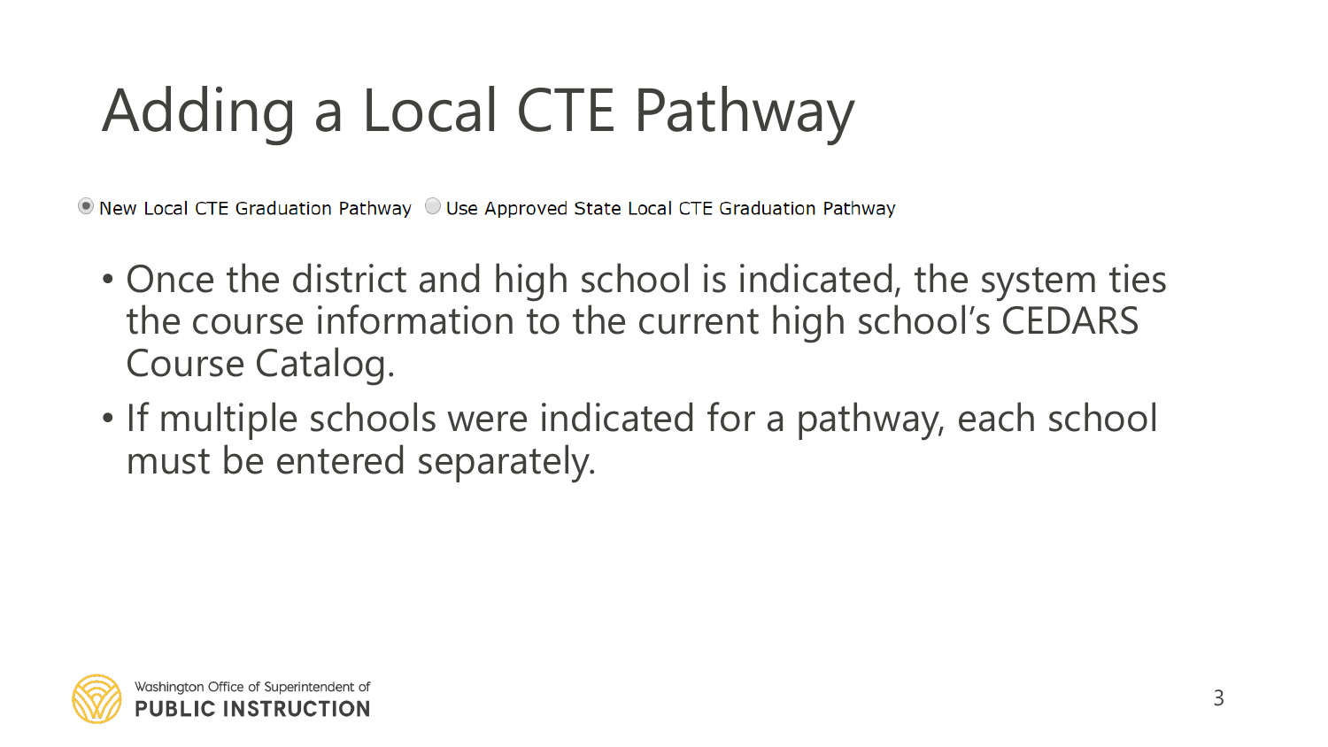# Adding a Local CTE Pathway

◉ New Local CTE Graduation Pathway ○ Use Approved State Local CTE Graduation Pathway

- Once the district and high school is indicated, the system ties the course information to the current high school's CEDARS Course Catalog.
- If multiple schools were indicated for a pathway, each school must be entered separately.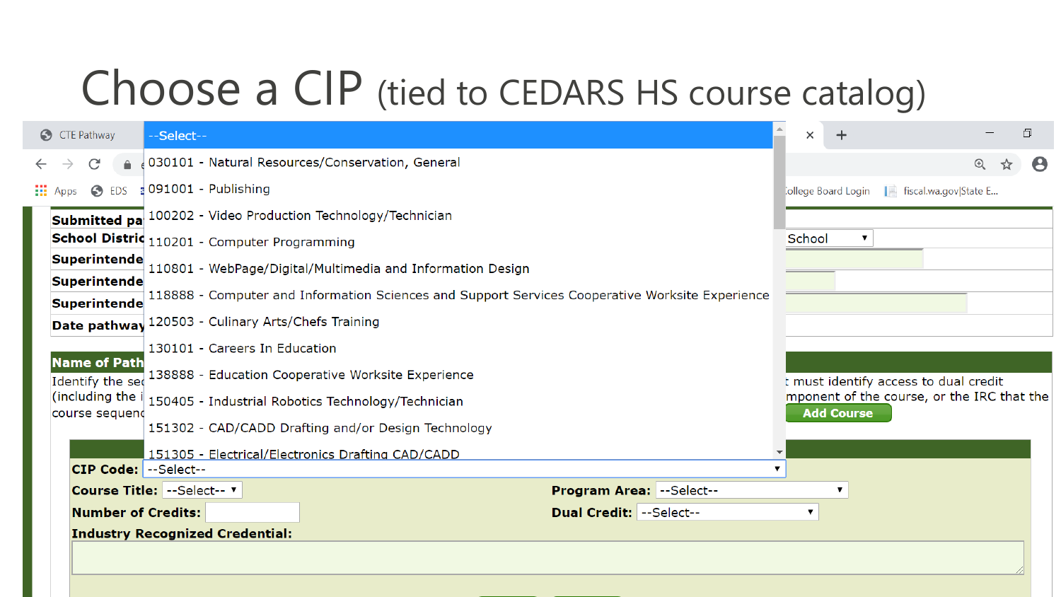# Choose a CIP (tied to CEDARS HS course catalog)

--Select--

- 030101 - Natural Resources/Conservation, General
- 091001 - Publishing
- 100202 - Video Production Technology/Technician
- 110201 - Computer Programming
- 110801 - WebPage/Digital/Multimedia and Information Design
- 118888 - Computer and Information Sciences and Support Services Cooperative Worksite Experience
- 120503 - Culinary Arts/Chefs Training
- 130101 - Careers In Education
- 138888 - Education Cooperative Worksite Experience
- 150405 - Industrial Robotics Technology/Technician
- 151302 - CAD/CADD Drafting and/or Design Technology
- 151305 - Electrical/Electronics Drafting CAD/CADD

**Submitted pa**

**School Distric**

**Superintende**

**Superintende**

**Superintende**

**Date pathway**

School

**Name of Path**

Identify the sec ... t must identify access to dual credit (including the i ... mponent of the course, or the IRC that the course sequenc

Add Course

**CIP Code:** --Select--

**Course Title:** --Select--

**Program Area:** --Select--

**Number of Credits:**

**Dual Credit:** --Select--

**Industry Recognized Credential:**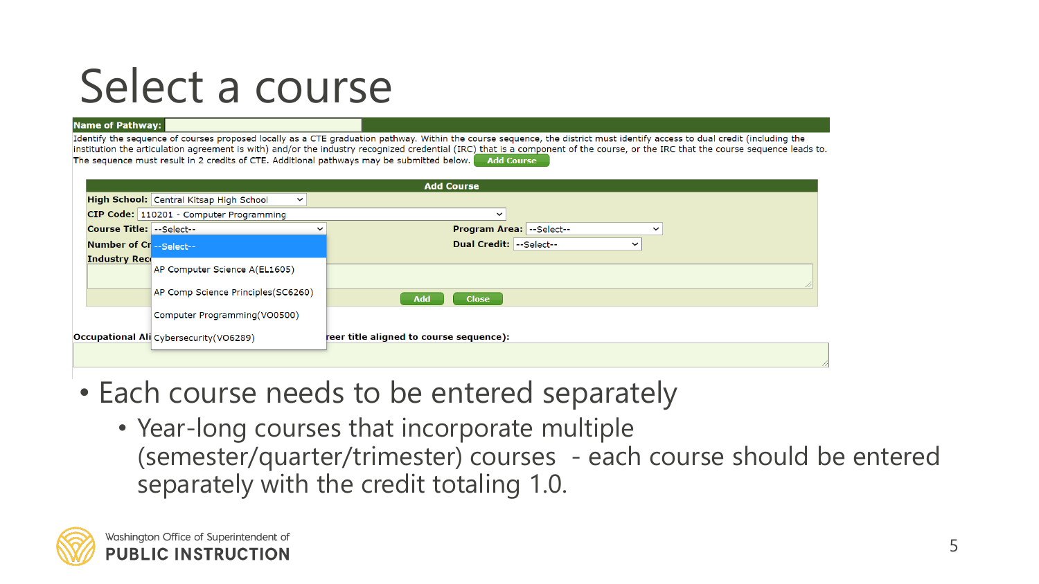# Select a course

**Name of Pathway:**

Identify the sequence of courses proposed locally as a CTE graduation pathway. Within the course sequence, the district must identify access to dual credit (including the institution the articulation agreement is with) and/or the industry recognized credential (IRC) that is a component of the course, or the IRC that the course sequence leads to. The sequence must result in 2 credits of CTE. Additional pathways may be submitted below. Add Course

**Add Course**

**High School:** Central Kitsap High School

**CIP Code:** 110201 - Computer Programming

**Course Title:** --Select--

- --Select--
- AP Computer Science A(EL1605)
- AP Comp Science Principles(SC6260)
- Computer Programming(VO0500)
- Cybersecurity(VO6289)

**Program Area:** --Select--

**Number of Cr**

**Dual Credit:** --Select--

**Industry Rec**

Add Close

**Occupational Ali... reer title aligned to course sequence):**

- Each course needs to be entered separately
  - Year-long courses that incorporate multiple (semester/quarter/trimester) courses - each course should be entered separately with the credit totaling 1.0.

Washington Office of Superintendent of
**PUBLIC INSTRUCTION**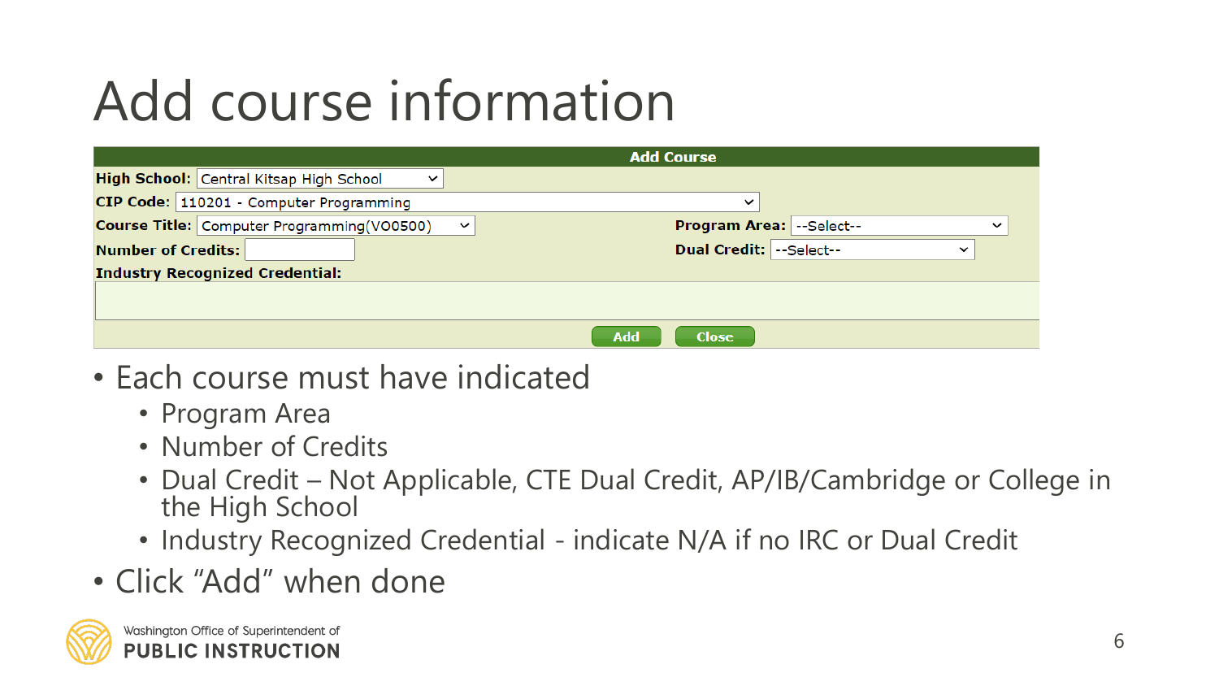# Add course information

| Add Course | | | |
|---|---|---|---|
| **High School:** | Central Kitsap High School | | |
| **CIP Code:** | 110201 - Computer Programming | | |
| **Course Title:** | Computer Programming(V00500) | **Program Area:** | --Select-- |
| **Number of Credits:** | | **Dual Credit:** | --Select-- |
| **Industry Recognized Credential:** | | | |
| | Add | Close | |

- Each course must have indicated
  - Program Area
  - Number of Credits
  - Dual Credit – Not Applicable, CTE Dual Credit, AP/IB/Cambridge or College in the High School
  - Industry Recognized Credential - indicate N/A if no IRC or Dual Credit
- Click “Add” when done

Washington Office of Superintendent of
**PUBLIC INSTRUCTION**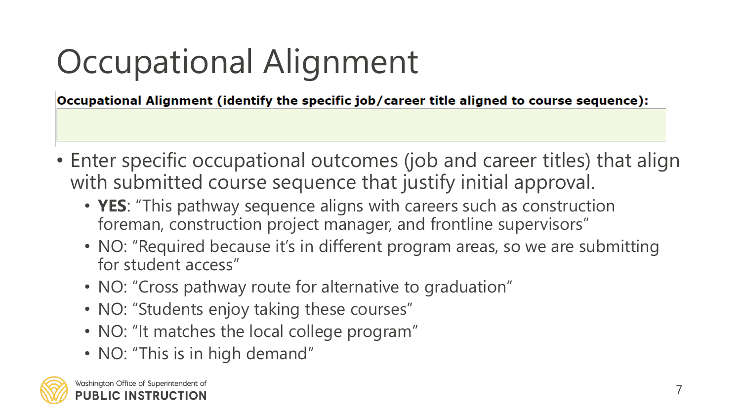# Occupational Alignment

**Occupational Alignment (identify the specific job/career title aligned to course sequence):**

- Enter specific occupational outcomes (job and career titles) that align with submitted course sequence that justify initial approval.
  - **YES**: "This pathway sequence aligns with careers such as construction foreman, construction project manager, and frontline supervisors"
  - NO: "Required because it's in different program areas, so we are submitting for student access"
  - NO: "Cross pathway route for alternative to graduation"
  - NO: "Students enjoy taking these courses"
  - NO: "It matches the local college program"
  - NO: "This is in high demand"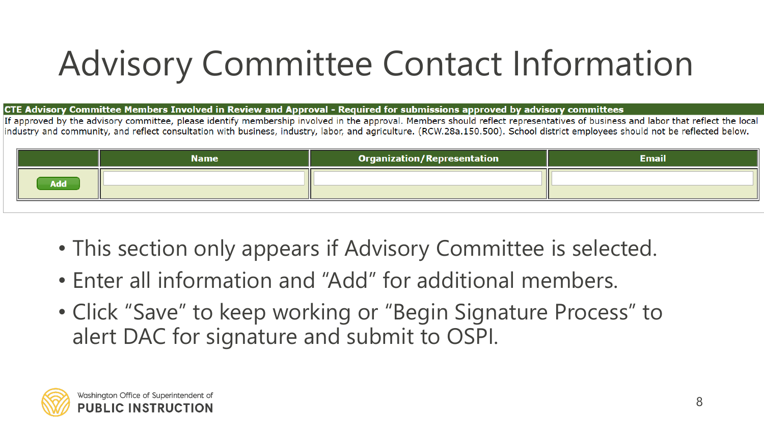# Advisory Committee Contact Information

**CTE Advisory Committee Members Involved in Review and Approval - Required for submissions approved by advisory committees**

If approved by the advisory committee, please identify membership involved in the approval. Members should reflect representatives of business and labor that reflect the local industry and community, and reflect consultation with business, industry, labor, and agriculture. (RCW.28a.150.500). School district employees should not be reflected below.

| | Name | Organization/Representation | Email |
|---|---|---|---|
| Add | | | |

- This section only appears if Advisory Committee is selected.
- Enter all information and "Add" for additional members.
- Click "Save" to keep working or "Begin Signature Process" to alert DAC for signature and submit to OSPI.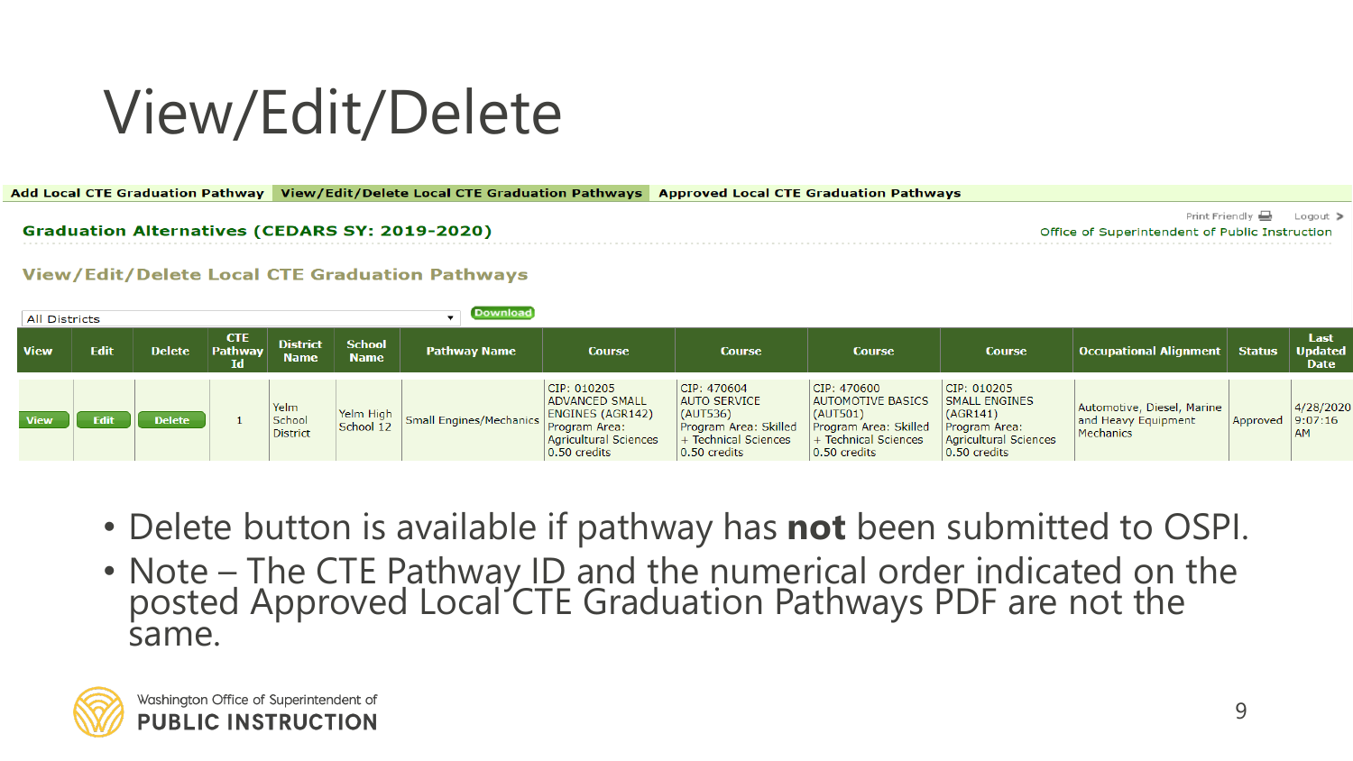# View/Edit/Delete

Add Local CTE Graduation Pathway | View/Edit/Delete Local CTE Graduation Pathways | Approved Local CTE Graduation Pathways

Print Friendly | Logout

**Graduation Alternatives (CEDARS SY: 2019-2020)**

Office of Superintendent of Public Instruction

**View/Edit/Delete Local CTE Graduation Pathways**

All Districts | Download

| View | Edit | Delete | CTE Pathway Id | District Name | School Name | Pathway Name | Course | Course | Course | Course | Occupational Alignment | Status | Last Updated Date |
|---|---|---|---|---|---|---|---|---|---|---|---|---|---|
| View | Edit | Delete | 1 | Yelm School District | Yelm High School 12 | Small Engines/Mechanics | CIP: 010205 ADVANCED SMALL ENGINES (AGR142) Program Area: Agricultural Sciences 0.50 credits | CIP: 470604 AUTO SERVICE (AUT536) Program Area: Skilled + Technical Sciences 0.50 credits | CIP: 470600 AUTOMOTIVE BASICS (AUT501) Program Area: Skilled + Technical Sciences 0.50 credits | CIP: 010205 SMALL ENGINES (AGR141) Program Area: Agricultural Sciences 0.50 credits | Automotive, Diesel, Marine and Heavy Equipment Mechanics | Approved | 4/28/2020 9:07:16 AM |

- Delete button is available if pathway has **not** been submitted to OSPI.
- Note – The CTE Pathway ID and the numerical order indicated on the posted Approved Local CTE Graduation Pathways PDF are not the same.

Washington Office of Superintendent of **PUBLIC INSTRUCTION**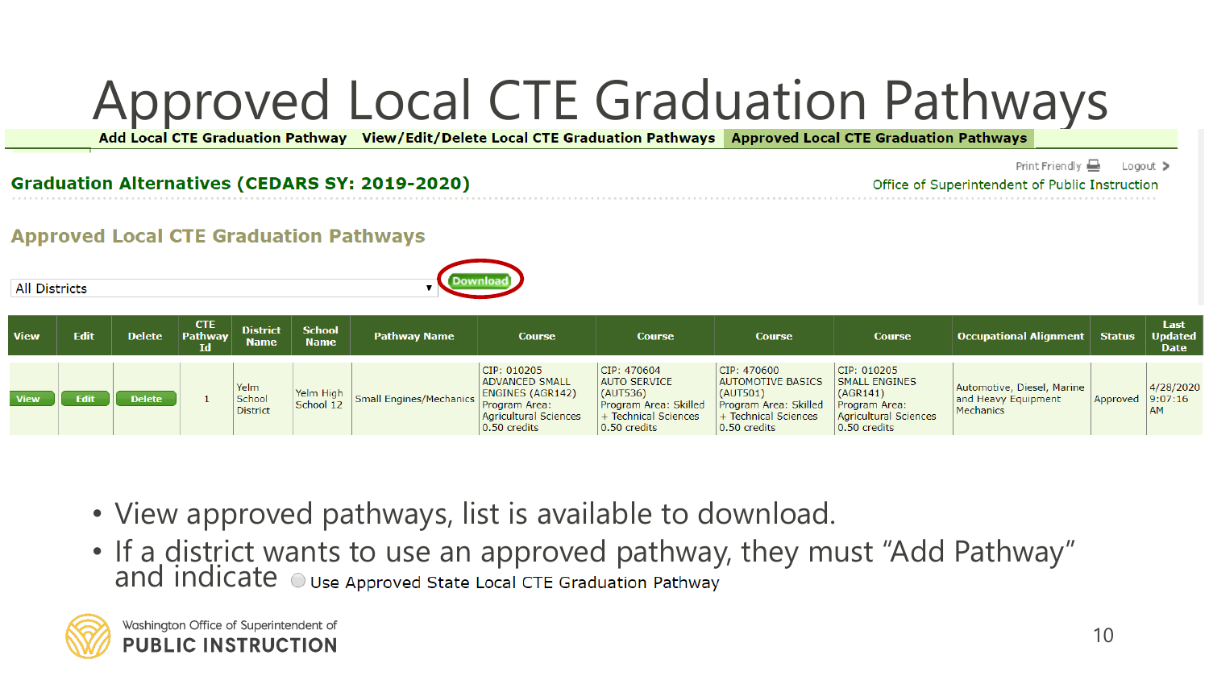# Approved Local CTE Graduation Pathways

Add Local CTE Graduation Pathway | View/Edit/Delete Local CTE Graduation Pathways | **Approved Local CTE Graduation Pathways**

**Graduation Alternatives (CEDARS SY: 2019-2020)**

Print Friendly | Logout

Office of Superintendent of Public Instruction

## Approved Local CTE Graduation Pathways

All Districts ▾ | Download

| View | Edit | Delete | CTE Pathway Id | District Name | School Name | Pathway Name | Course | Course | Course | Course | Occupational Alignment | Status | Last Updated Date |
|---|---|---|---|---|---|---|---|---|---|---|---|---|---|
| View | Edit | Delete | 1 | Yelm School District | Yelm High School 12 | Small Engines/Mechanics | CIP: 010205 ADVANCED SMALL ENGINES (AGR142) Program Area: Agricultural Sciences 0.50 credits | CIP: 470604 AUTO SERVICE (AUT536) Program Area: Skilled + Technical Sciences 0.50 credits | CIP: 470600 AUTOMOTIVE BASICS (AUT501) Program Area: Skilled + Technical Sciences 0.50 credits | CIP: 010205 SMALL ENGINES (AGR141) Program Area: Agricultural Sciences 0.50 credits | Automotive, Diesel, Marine and Heavy Equipment Mechanics | Approved | 4/28/2020 9:07:16 AM |

- View approved pathways, list is available to download.
- If a district wants to use an approved pathway, they must "Add Pathway" and indicate ◯ Use Approved State Local CTE Graduation Pathway

Washington Office of Superintendent of PUBLIC INSTRUCTION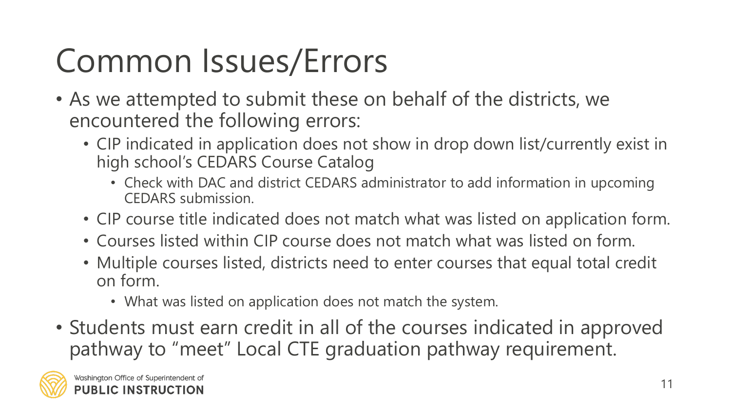# Common Issues/Errors

- As we attempted to submit these on behalf of the districts, we encountered the following errors:
  - CIP indicated in application does not show in drop down list/currently exist in high school's CEDARS Course Catalog
    - Check with DAC and district CEDARS administrator to add information in upcoming CEDARS submission.
  - CIP course title indicated does not match what was listed on application form.
  - Courses listed within CIP course does not match what was listed on form.
  - Multiple courses listed, districts need to enter courses that equal total credit on form.
    - What was listed on application does not match the system.
- Students must earn credit in all of the courses indicated in approved pathway to "meet" Local CTE graduation pathway requirement.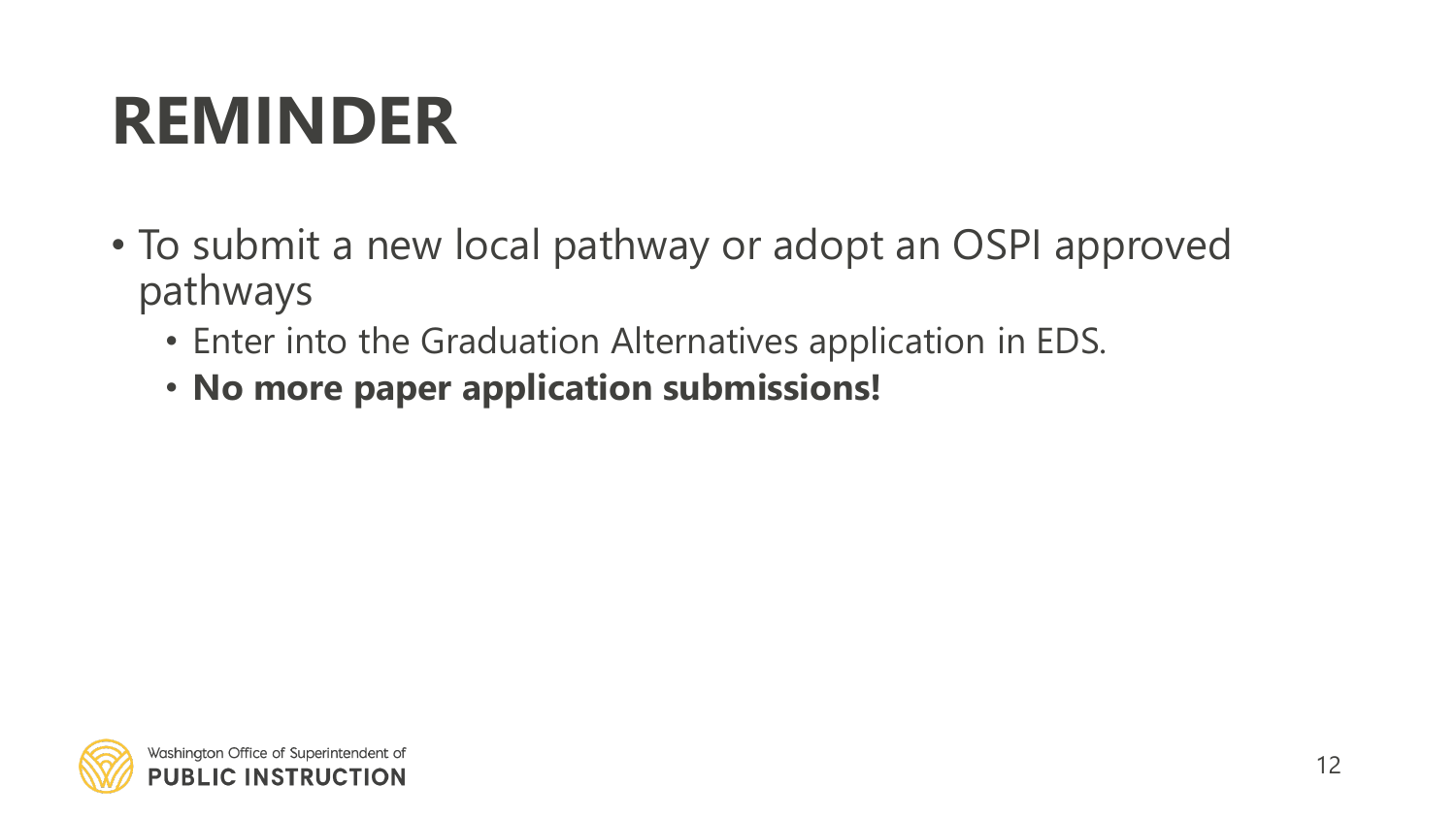# REMINDER

- To submit a new local pathway or adopt an OSPI approved pathways
  - Enter into the Graduation Alternatives application in EDS.
  - **No more paper application submissions!**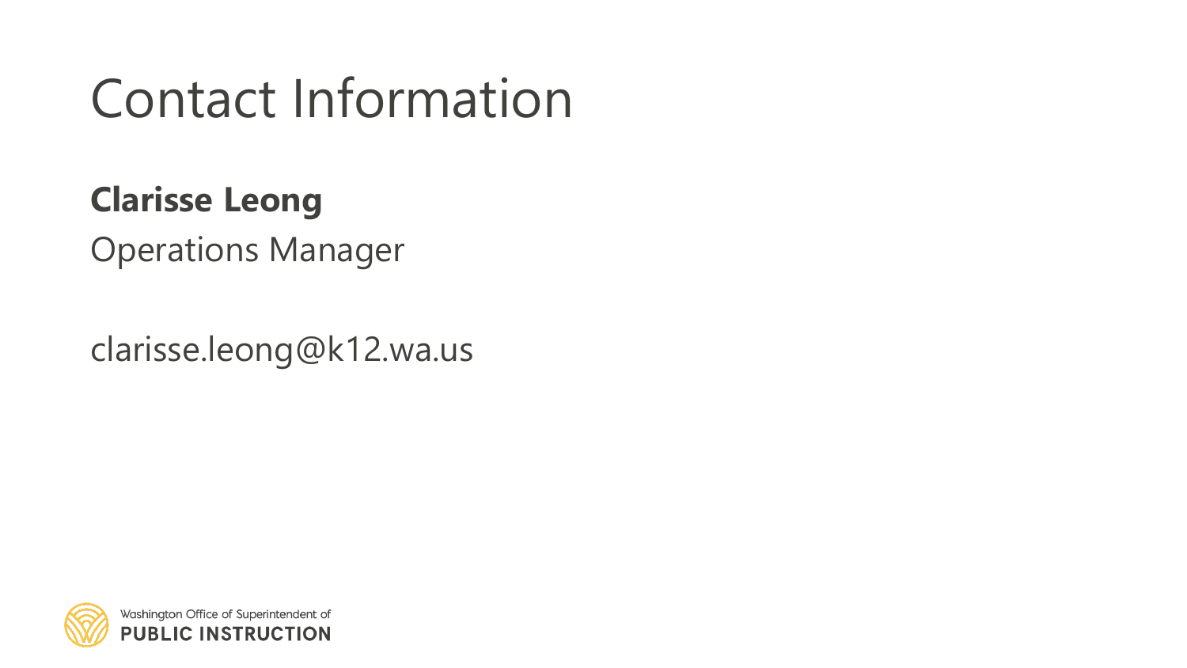# Contact Information

**Clarisse Leong**

Operations Manager

clarisse.leong@k12.wa.us

Washington Office of Superintendent of
**PUBLIC INSTRUCTION**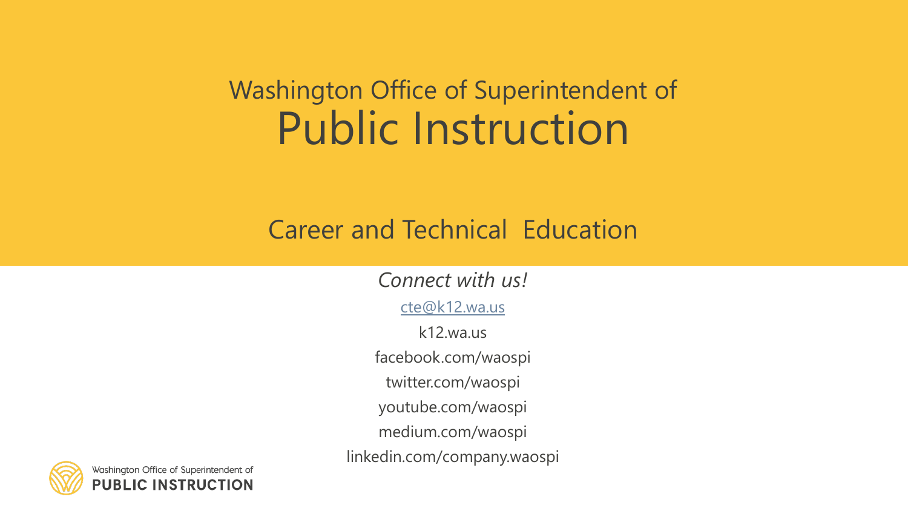# Washington Office of Superintendent of Public Instruction

## Career and Technical Education

*Connect with us!*

cte@k12.wa.us

k12.wa.us

facebook.com/waospi

twitter.com/waospi

youtube.com/waospi

medium.com/waospi

linkedin.com/company.waospi

Washington Office of Superintendent of
**PUBLIC INSTRUCTION**